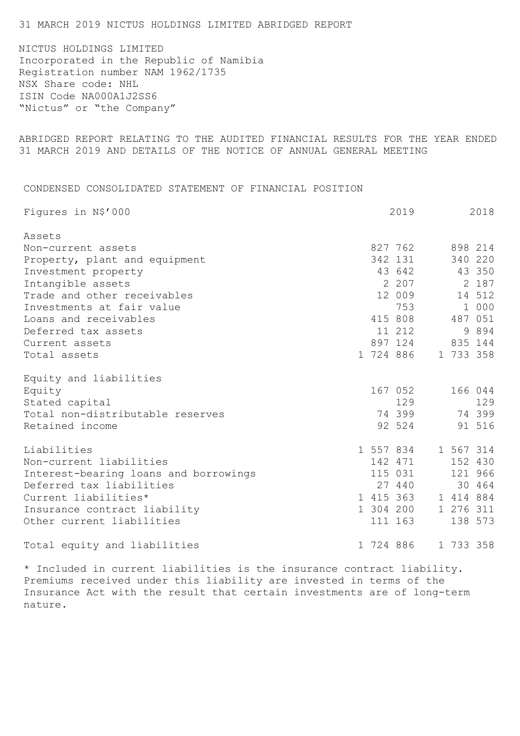31 MARCH 2019 NICTUS HOLDINGS LIMITED ABRIDGED REPORT

NICTUS HOLDINGS LIMITED
Incorporated in the Republic of Namibia
Registration number NAM 1962/1735
NSX Share code: NHL
ISIN Code NA000A1J2SS6
"Nictus" or "the Company"

ABRIDGED REPORT RELATING TO THE AUDITED FINANCIAL RESULTS FOR THE YEAR ENDED 31 MARCH 2019 AND DETAILS OF THE NOTICE OF ANNUAL GENERAL MEETING

## CONDENSED CONSOLIDATED STATEMENT OF FINANCIAL POSITION

| Figures in N$'000 | 2019 | 2018 |
|---|---|---|
| Assets | | |
| Non-current assets | 827 762 | 898 214 |
| Property, plant and equipment | 342 131 | 340 220 |
| Investment property | 43 642 | 43 350 |
| Intangible assets | 2 207 | 2 187 |
| Trade and other receivables | 12 009 | 14 512 |
| Investments at fair value | 753 | 1 000 |
| Loans and receivables | 415 808 | 487 051 |
| Deferred tax assets | 11 212 | 9 894 |
| Current assets | 897 124 | 835 144 |
| Total assets | 1 724 886 | 1 733 358 |
| Equity and liabilities | | |
| Equity | 167 052 | 166 044 |
| Stated capital | 129 | 129 |
| Total non-distributable reserves | 74 399 | 74 399 |
| Retained income | 92 524 | 91 516 |
| Liabilities | 1 557 834 | 1 567 314 |
| Non-current liabilities | 142 471 | 152 430 |
| Interest-bearing loans and borrowings | 115 031 | 121 966 |
| Deferred tax liabilities | 27 440 | 30 464 |
| Current liabilities* | 1 415 363 | 1 414 884 |
| Insurance contract liability | 1 304 200 | 1 276 311 |
| Other current liabilities | 111 163 | 138 573 |
| Total equity and liabilities | 1 724 886 | 1 733 358 |

* Included in current liabilities is the insurance contract liability. Premiums received under this liability are invested in terms of the Insurance Act with the result that certain investments are of long-term nature.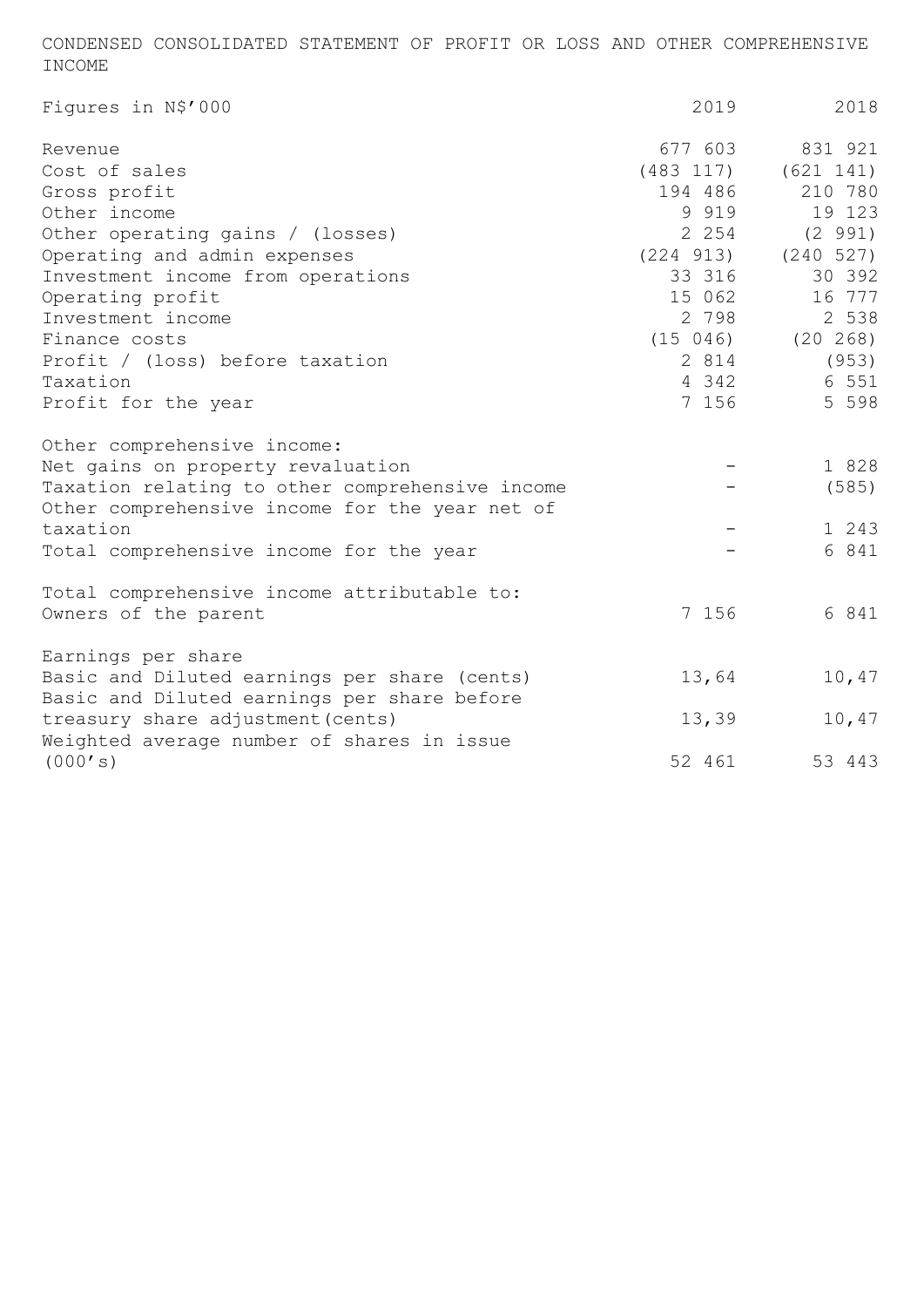CONDENSED CONSOLIDATED STATEMENT OF PROFIT OR LOSS AND OTHER COMPREHENSIVE INCOME

| Figures in N$'000 | 2019 | 2018 |
|---|---|---|
| Revenue | 677 603 | 831 921 |
| Cost of sales | (483 117) | (621 141) |
| Gross profit | 194 486 | 210 780 |
| Other income | 9 919 | 19 123 |
| Other operating gains / (losses) | 2 254 | (2 991) |
| Operating and admin expenses | (224 913) | (240 527) |
| Investment income from operations | 33 316 | 30 392 |
| Operating profit | 15 062 | 16 777 |
| Investment income | 2 798 | 2 538 |
| Finance costs | (15 046) | (20 268) |
| Profit / (loss) before taxation | 2 814 | (953) |
| Taxation | 4 342 | 6 551 |
| Profit for the year | 7 156 | 5 598 |
| | | |
| Other comprehensive income: | | |
| Net gains on property revaluation | - | 1 828 |
| Taxation relating to other comprehensive income | - | (585) |
| Other comprehensive income for the year net of taxation | - | 1 243 |
| Total comprehensive income for the year | - | 6 841 |
| | | |
| Total comprehensive income attributable to: | | |
| Owners of the parent | 7 156 | 6 841 |
| | | |
| Earnings per share | | |
| Basic and Diluted earnings per share (cents) | 13,64 | 10,47 |
| Basic and Diluted earnings per share before treasury share adjustment(cents) | 13,39 | 10,47 |
| Weighted average number of shares in issue (000's) | 52 461 | 53 443 |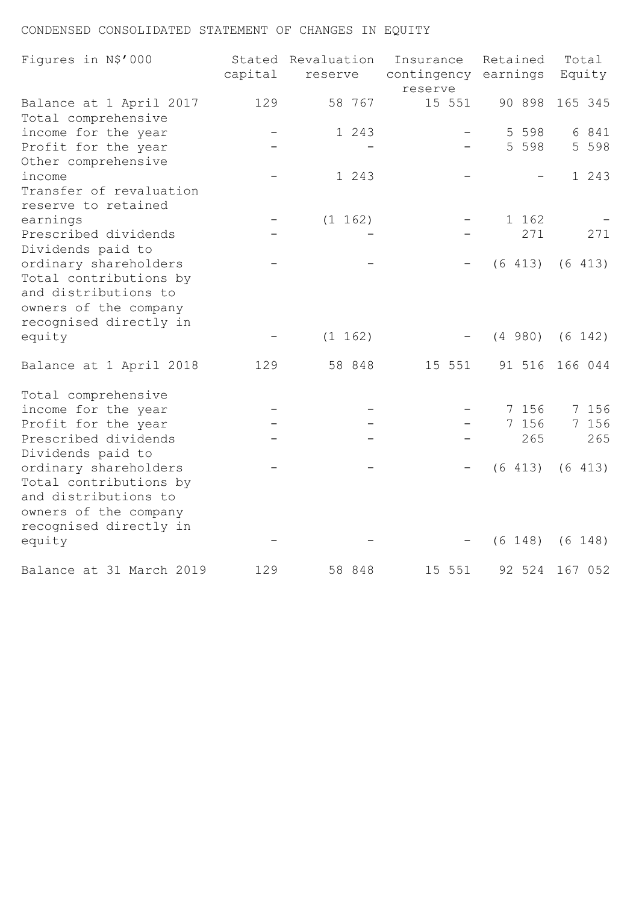CONDENSED CONSOLIDATED STATEMENT OF CHANGES IN EQUITY

| Figures in N$'000 | Stated capital | Revaluation reserve | Insurance contingency reserve | Retained earnings | Total Equity |
|---|---|---|---|---|---|
| Balance at 1 April 2017 | 129 | 58 767 | 15 551 | 90 898 | 165 345 |
| Total comprehensive income for the year | - | 1 243 | - | 5 598 | 6 841 |
| Profit for the year | - | - | - | 5 598 | 5 598 |
| Other comprehensive income | - | 1 243 | - | - | 1 243 |
| Transfer of revaluation reserve to retained earnings | - | (1 162) | - | 1 162 | - |
| Prescribed dividends | - | - | - | 271 | 271 |
| Dividends paid to ordinary shareholders | - | - | - | (6 413) | (6 413) |
| Total contributions by and distributions to owners of the company recognised directly in equity | - | (1 162) | - | (4 980) | (6 142) |
| Balance at 1 April 2018 | 129 | 58 848 | 15 551 | 91 516 | 166 044 |
| Total comprehensive income for the year | - | - | - | 7 156 | 7 156 |
| Profit for the year | - | - | - | 7 156 | 7 156 |
| Prescribed dividends | - | - | - | 265 | 265 |
| Dividends paid to ordinary shareholders | - | - | - | (6 413) | (6 413) |
| Total contributions by and distributions to owners of the company recognised directly in equity | - | - | - | (6 148) | (6 148) |
| Balance at 31 March 2019 | 129 | 58 848 | 15 551 | 92 524 | 167 052 |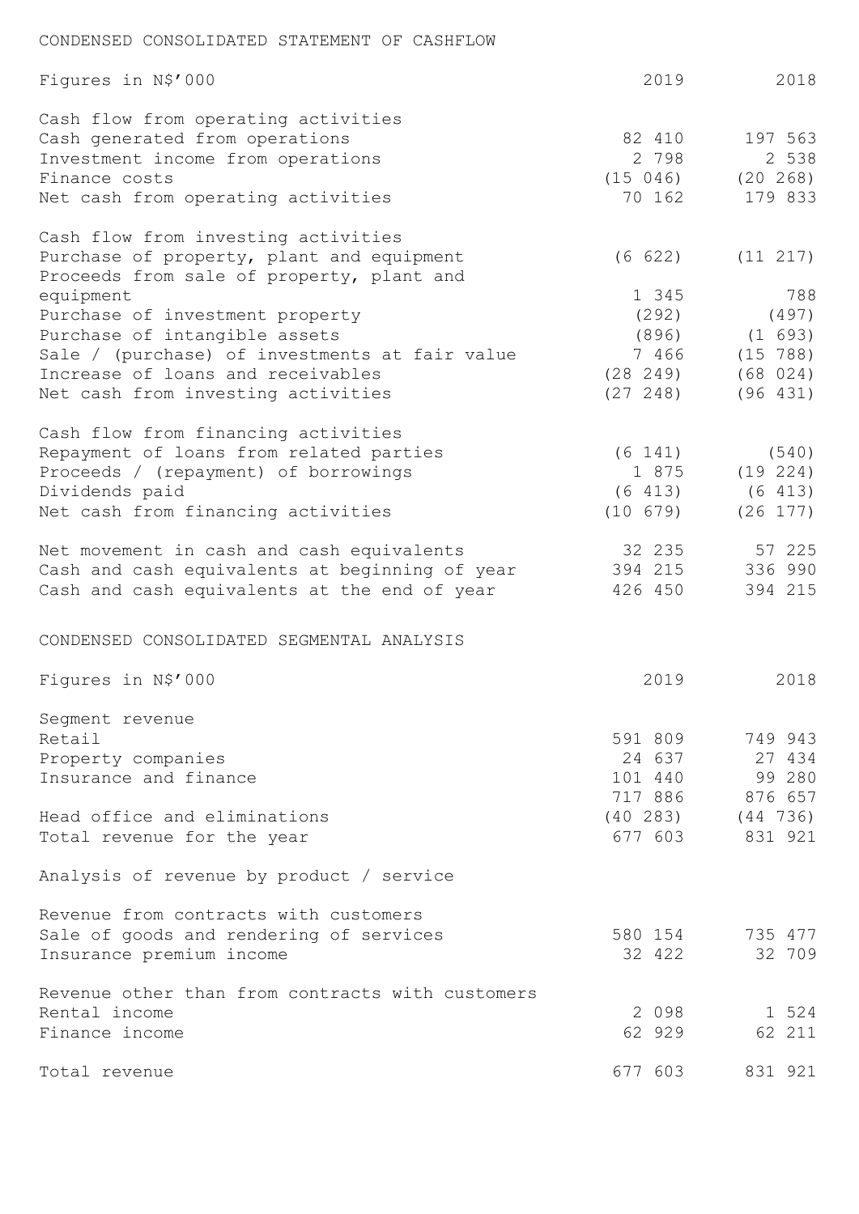## CONDENSED CONSOLIDATED STATEMENT OF CASHFLOW

| Figures in N$'000 | 2019 | 2018 |
|---|---|---|
| **Cash flow from operating activities** | | |
| Cash generated from operations | 82 410 | 197 563 |
| Investment income from operations | 2 798 | 2 538 |
| Finance costs | (15 046) | (20 268) |
| Net cash from operating activities | 70 162 | 179 833 |
| **Cash flow from investing activities** | | |
| Purchase of property, plant and equipment | (6 622) | (11 217) |
| Proceeds from sale of property, plant and equipment | 1 345 | 788 |
| Purchase of investment property | (292) | (497) |
| Purchase of intangible assets | (896) | (1 693) |
| Sale / (purchase) of investments at fair value | 7 466 | (15 788) |
| Increase of loans and receivables | (28 249) | (68 024) |
| Net cash from investing activities | (27 248) | (96 431) |
| **Cash flow from financing activities** | | |
| Repayment of loans from related parties | (6 141) | (540) |
| Proceeds / (repayment) of borrowings | 1 875 | (19 224) |
| Dividends paid | (6 413) | (6 413) |
| Net cash from financing activities | (10 679) | (26 177) |
| Net movement in cash and cash equivalents | 32 235 | 57 225 |
| Cash and cash equivalents at beginning of year | 394 215 | 336 990 |
| Cash and cash equivalents at the end of year | 426 450 | 394 215 |

## CONDENSED CONSOLIDATED SEGMENTAL ANALYSIS

| Figures in N$'000 | 2019 | 2018 |
|---|---|---|
| **Segment revenue** | | |
| Retail | 591 809 | 749 943 |
| Property companies | 24 637 | 27 434 |
| Insurance and finance | 101 440 | 99 280 |
| | 717 886 | 876 657 |
| Head office and eliminations | (40 283) | (44 736) |
| Total revenue for the year | 677 603 | 831 921 |
| **Analysis of revenue by product / service** | | |
| *Revenue from contracts with customers* | | |
| Sale of goods and rendering of services | 580 154 | 735 477 |
| Insurance premium income | 32 422 | 32 709 |
| *Revenue other than from contracts with customers* | | |
| Rental income | 2 098 | 1 524 |
| Finance income | 62 929 | 62 211 |
| Total revenue | 677 603 | 831 921 |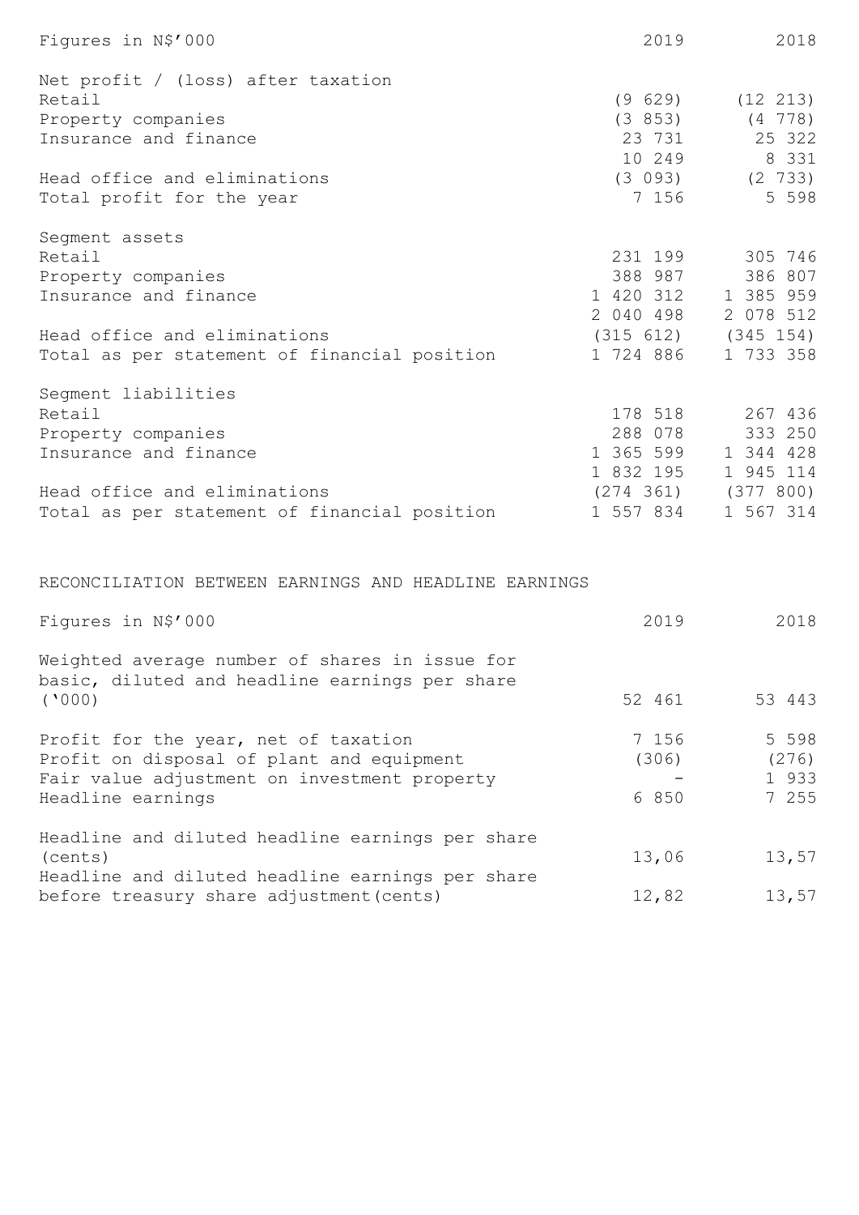| Figures in N$'000 | 2019 | 2018 |
|---|---|---|
| **Net profit / (loss) after taxation** | | |
| Retail | (9 629) | (12 213) |
| Property companies | (3 853) | (4 778) |
| Insurance and finance | 23 731 | 25 322 |
| | 10 249 | 8 331 |
| Head office and eliminations | (3 093) | (2 733) |
| Total profit for the year | 7 156 | 5 598 |
| **Segment assets** | | |
| Retail | 231 199 | 305 746 |
| Property companies | 388 987 | 386 807 |
| Insurance and finance | 1 420 312 | 1 385 959 |
| | 2 040 498 | 2 078 512 |
| Head office and eliminations | (315 612) | (345 154) |
| Total as per statement of financial position | 1 724 886 | 1 733 358 |
| **Segment liabilities** | | |
| Retail | 178 518 | 267 436 |
| Property companies | 288 078 | 333 250 |
| Insurance and finance | 1 365 599 | 1 344 428 |
| | 1 832 195 | 1 945 114 |
| Head office and eliminations | (274 361) | (377 800) |
| Total as per statement of financial position | 1 557 834 | 1 567 314 |

RECONCILIATION BETWEEN EARNINGS AND HEADLINE EARNINGS

| Figures in N$'000 | 2019 | 2018 |
|---|---|---|
| Weighted average number of shares in issue for basic, diluted and headline earnings per share ('000) | 52 461 | 53 443 |
| Profit for the year, net of taxation | 7 156 | 5 598 |
| Profit on disposal of plant and equipment | (306) | (276) |
| Fair value adjustment on investment property | - | 1 933 |
| Headline earnings | 6 850 | 7 255 |
| Headline and diluted headline earnings per share (cents) | 13,06 | 13,57 |
| Headline and diluted headline earnings per share before treasury share adjustment(cents) | 12,82 | 13,57 |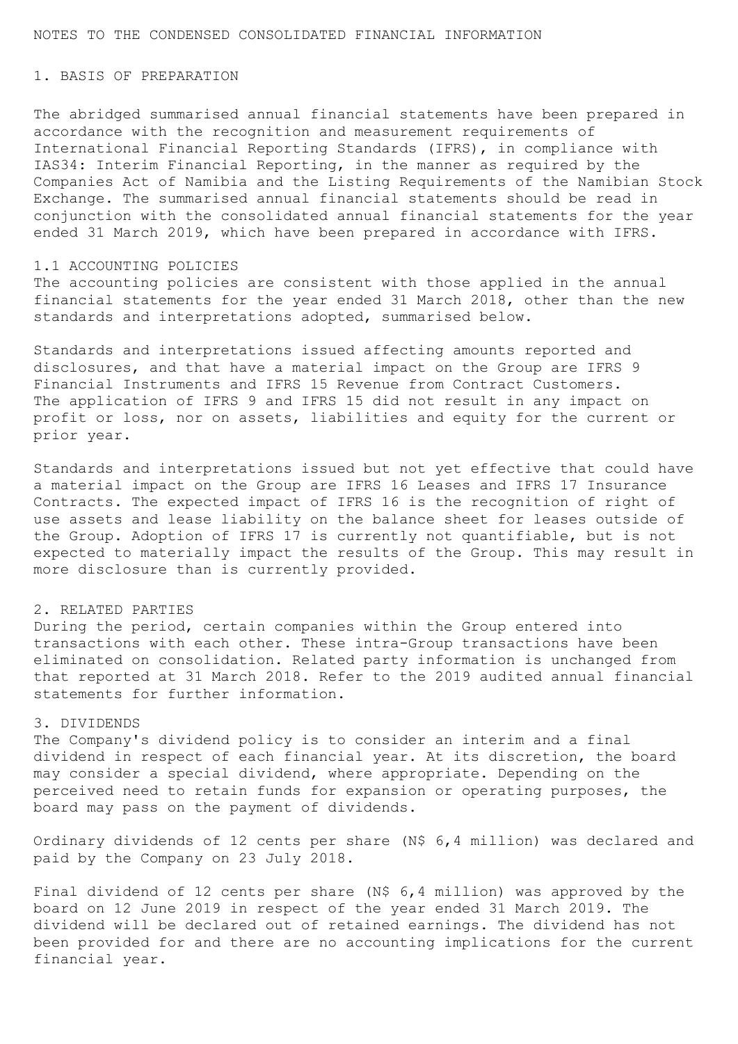# NOTES TO THE CONDENSED CONSOLIDATED FINANCIAL INFORMATION

## 1. BASIS OF PREPARATION

The abridged summarised annual financial statements have been prepared in accordance with the recognition and measurement requirements of International Financial Reporting Standards (IFRS), in compliance with IAS34: Interim Financial Reporting, in the manner as required by the Companies Act of Namibia and the Listing Requirements of the Namibian Stock Exchange. The summarised annual financial statements should be read in conjunction with the consolidated annual financial statements for the year ended 31 March 2019, which have been prepared in accordance with IFRS.

### 1.1 ACCOUNTING POLICIES

The accounting policies are consistent with those applied in the annual financial statements for the year ended 31 March 2018, other than the new standards and interpretations adopted, summarised below.

Standards and interpretations issued affecting amounts reported and disclosures, and that have a material impact on the Group are IFRS 9 Financial Instruments and IFRS 15 Revenue from Contract Customers. The application of IFRS 9 and IFRS 15 did not result in any impact on profit or loss, nor on assets, liabilities and equity for the current or prior year.

Standards and interpretations issued but not yet effective that could have a material impact on the Group are IFRS 16 Leases and IFRS 17 Insurance Contracts. The expected impact of IFRS 16 is the recognition of right of use assets and lease liability on the balance sheet for leases outside of the Group. Adoption of IFRS 17 is currently not quantifiable, but is not expected to materially impact the results of the Group. This may result in more disclosure than is currently provided.

## 2. RELATED PARTIES

During the period, certain companies within the Group entered into transactions with each other. These intra-Group transactions have been eliminated on consolidation. Related party information is unchanged from that reported at 31 March 2018. Refer to the 2019 audited annual financial statements for further information.

## 3. DIVIDENDS

The Company's dividend policy is to consider an interim and a final dividend in respect of each financial year. At its discretion, the board may consider a special dividend, where appropriate. Depending on the perceived need to retain funds for expansion or operating purposes, the board may pass on the payment of dividends.

Ordinary dividends of 12 cents per share (N$ 6,4 million) was declared and paid by the Company on 23 July 2018.

Final dividend of 12 cents per share (N$ 6,4 million) was approved by the board on 12 June 2019 in respect of the year ended 31 March 2019. The dividend will be declared out of retained earnings. The dividend has not been provided for and there are no accounting implications for the current financial year.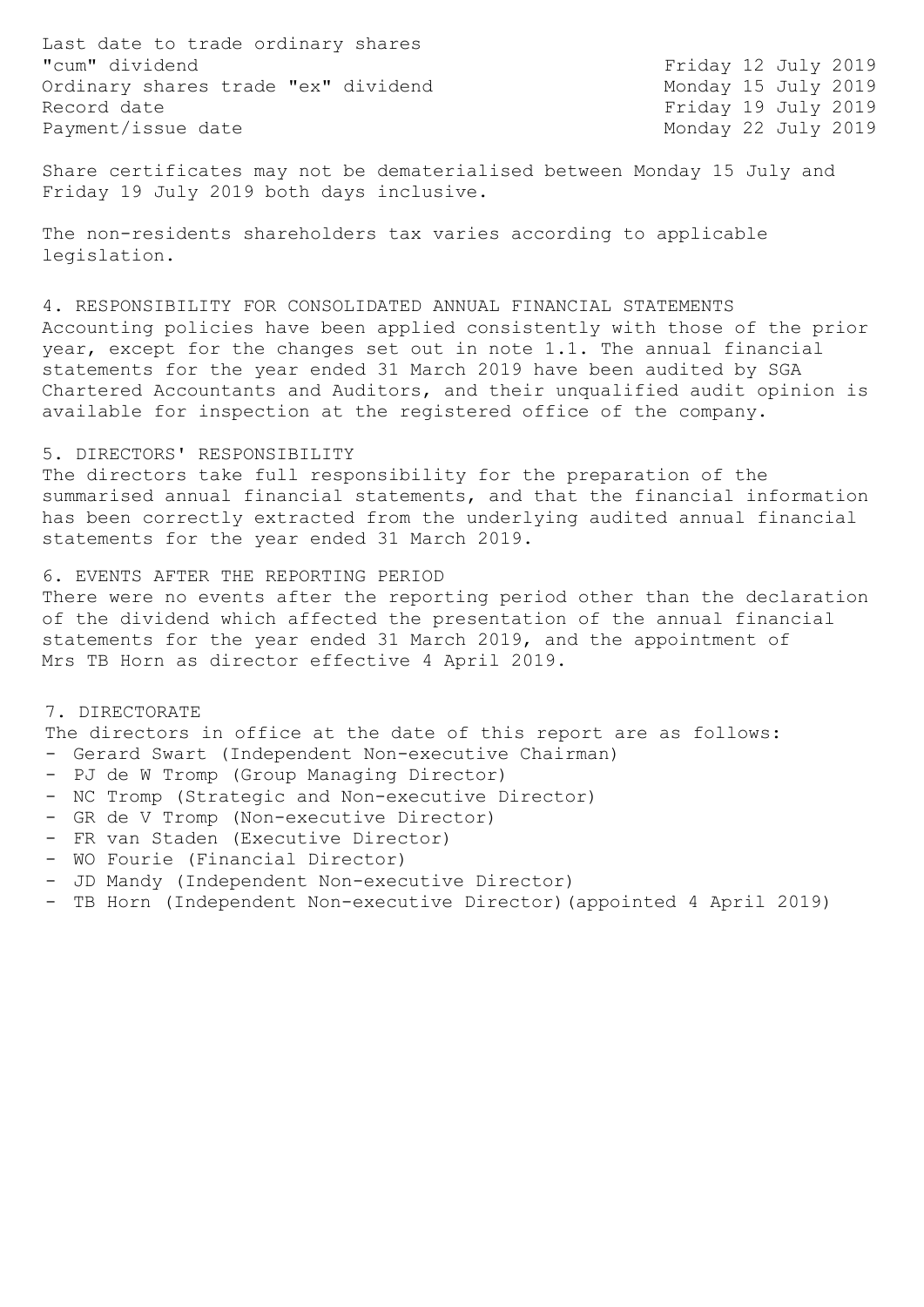| | |
|---|---|
| Last date to trade ordinary shares "cum" dividend | Friday 12 July 2019 |
| Ordinary shares trade "ex" dividend | Monday 15 July 2019 |
| Record date | Friday 19 July 2019 |
| Payment/issue date | Monday 22 July 2019 |

Share certificates may not be dematerialised between Monday 15 July and Friday 19 July 2019 both days inclusive.

The non-residents shareholders tax varies according to applicable legislation.

## 4. RESPONSIBILITY FOR CONSOLIDATED ANNUAL FINANCIAL STATEMENTS

Accounting policies have been applied consistently with those of the prior year, except for the changes set out in note 1.1. The annual financial statements for the year ended 31 March 2019 have been audited by SGA Chartered Accountants and Auditors, and their unqualified audit opinion is available for inspection at the registered office of the company.

## 5. DIRECTORS' RESPONSIBILITY

The directors take full responsibility for the preparation of the summarised annual financial statements, and that the financial information has been correctly extracted from the underlying audited annual financial statements for the year ended 31 March 2019.

## 6. EVENTS AFTER THE REPORTING PERIOD

There were no events after the reporting period other than the declaration of the dividend which affected the presentation of the annual financial statements for the year ended 31 March 2019, and the appointment of Mrs TB Horn as director effective 4 April 2019.

## 7. DIRECTORATE

The directors in office at the date of this report are as follows:

- Gerard Swart (Independent Non-executive Chairman)
- PJ de W Tromp (Group Managing Director)
- NC Tromp (Strategic and Non-executive Director)
- GR de V Tromp (Non-executive Director)
- FR van Staden (Executive Director)
- WO Fourie (Financial Director)
- JD Mandy (Independent Non-executive Director)
- TB Horn (Independent Non-executive Director)(appointed 4 April 2019)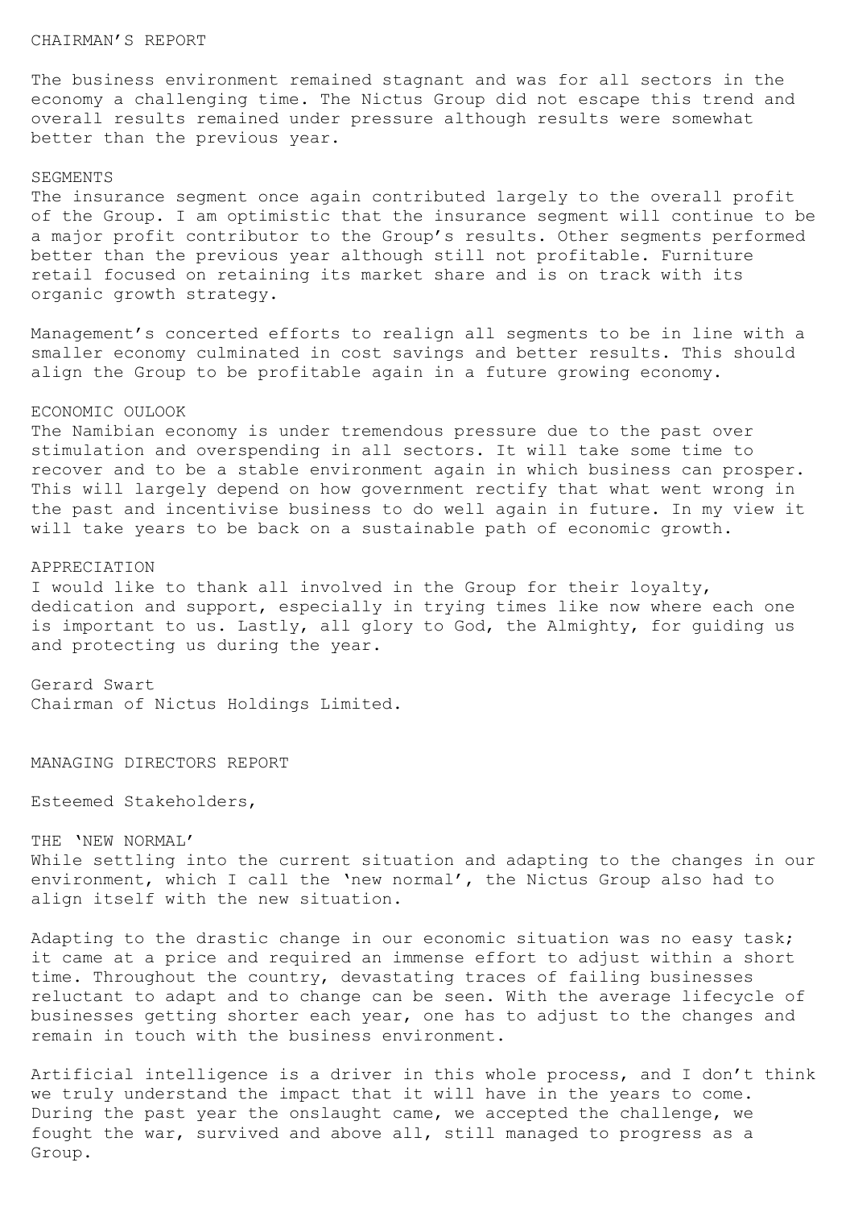# CHAIRMAN'S REPORT

The business environment remained stagnant and was for all sectors in the economy a challenging time. The Nictus Group did not escape this trend and overall results remained under pressure although results were somewhat better than the previous year.

## SEGMENTS

The insurance segment once again contributed largely to the overall profit of the Group. I am optimistic that the insurance segment will continue to be a major profit contributor to the Group's results. Other segments performed better than the previous year although still not profitable. Furniture retail focused on retaining its market share and is on track with its organic growth strategy.

Management's concerted efforts to realign all segments to be in line with a smaller economy culminated in cost savings and better results. This should align the Group to be profitable again in a future growing economy.

## ECONOMIC OULOOK

The Namibian economy is under tremendous pressure due to the past over stimulation and overspending in all sectors. It will take some time to recover and to be a stable environment again in which business can prosper. This will largely depend on how government rectify that what went wrong in the past and incentivise business to do well again in future. In my view it will take years to be back on a sustainable path of economic growth.

## APPRECIATION

I would like to thank all involved in the Group for their loyalty, dedication and support, especially in trying times like now where each one is important to us. Lastly, all glory to God, the Almighty, for guiding us and protecting us during the year.

Gerard Swart
Chairman of Nictus Holdings Limited.

# MANAGING DIRECTORS REPORT

Esteemed Stakeholders,

## THE 'NEW NORMAL'

While settling into the current situation and adapting to the changes in our environment, which I call the 'new normal', the Nictus Group also had to align itself with the new situation.

Adapting to the drastic change in our economic situation was no easy task; it came at a price and required an immense effort to adjust within a short time. Throughout the country, devastating traces of failing businesses reluctant to adapt and to change can be seen. With the average lifecycle of businesses getting shorter each year, one has to adjust to the changes and remain in touch with the business environment.

Artificial intelligence is a driver in this whole process, and I don't think we truly understand the impact that it will have in the years to come. During the past year the onslaught came, we accepted the challenge, we fought the war, survived and above all, still managed to progress as a Group.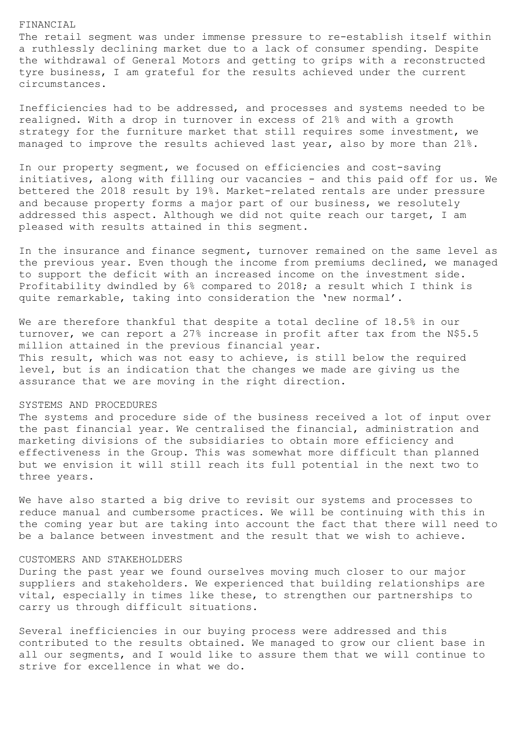## FINANCIAL

The retail segment was under immense pressure to re-establish itself within a ruthlessly declining market due to a lack of consumer spending. Despite the withdrawal of General Motors and getting to grips with a reconstructed tyre business, I am grateful for the results achieved under the current circumstances.

Inefficiencies had to be addressed, and processes and systems needed to be realigned. With a drop in turnover in excess of 21% and with a growth strategy for the furniture market that still requires some investment, we managed to improve the results achieved last year, also by more than 21%.

In our property segment, we focused on efficiencies and cost-saving initiatives, along with filling our vacancies - and this paid off for us. We bettered the 2018 result by 19%. Market-related rentals are under pressure and because property forms a major part of our business, we resolutely addressed this aspect. Although we did not quite reach our target, I am pleased with results attained in this segment.

In the insurance and finance segment, turnover remained on the same level as the previous year. Even though the income from premiums declined, we managed to support the deficit with an increased income on the investment side. Profitability dwindled by 6% compared to 2018; a result which I think is quite remarkable, taking into consideration the 'new normal'.

We are therefore thankful that despite a total decline of 18.5% in our turnover, we can report a 27% increase in profit after tax from the N$5.5 million attained in the previous financial year.
This result, which was not easy to achieve, is still below the required level, but is an indication that the changes we made are giving us the assurance that we are moving in the right direction.

## SYSTEMS AND PROCEDURES

The systems and procedure side of the business received a lot of input over the past financial year. We centralised the financial, administration and marketing divisions of the subsidiaries to obtain more efficiency and effectiveness in the Group. This was somewhat more difficult than planned but we envision it will still reach its full potential in the next two to three years.

We have also started a big drive to revisit our systems and processes to reduce manual and cumbersome practices. We will be continuing with this in the coming year but are taking into account the fact that there will need to be a balance between investment and the result that we wish to achieve.

## CUSTOMERS AND STAKEHOLDERS

During the past year we found ourselves moving much closer to our major suppliers and stakeholders. We experienced that building relationships are vital, especially in times like these, to strengthen our partnerships to carry us through difficult situations.

Several inefficiencies in our buying process were addressed and this contributed to the results obtained. We managed to grow our client base in all our segments, and I would like to assure them that we will continue to strive for excellence in what we do.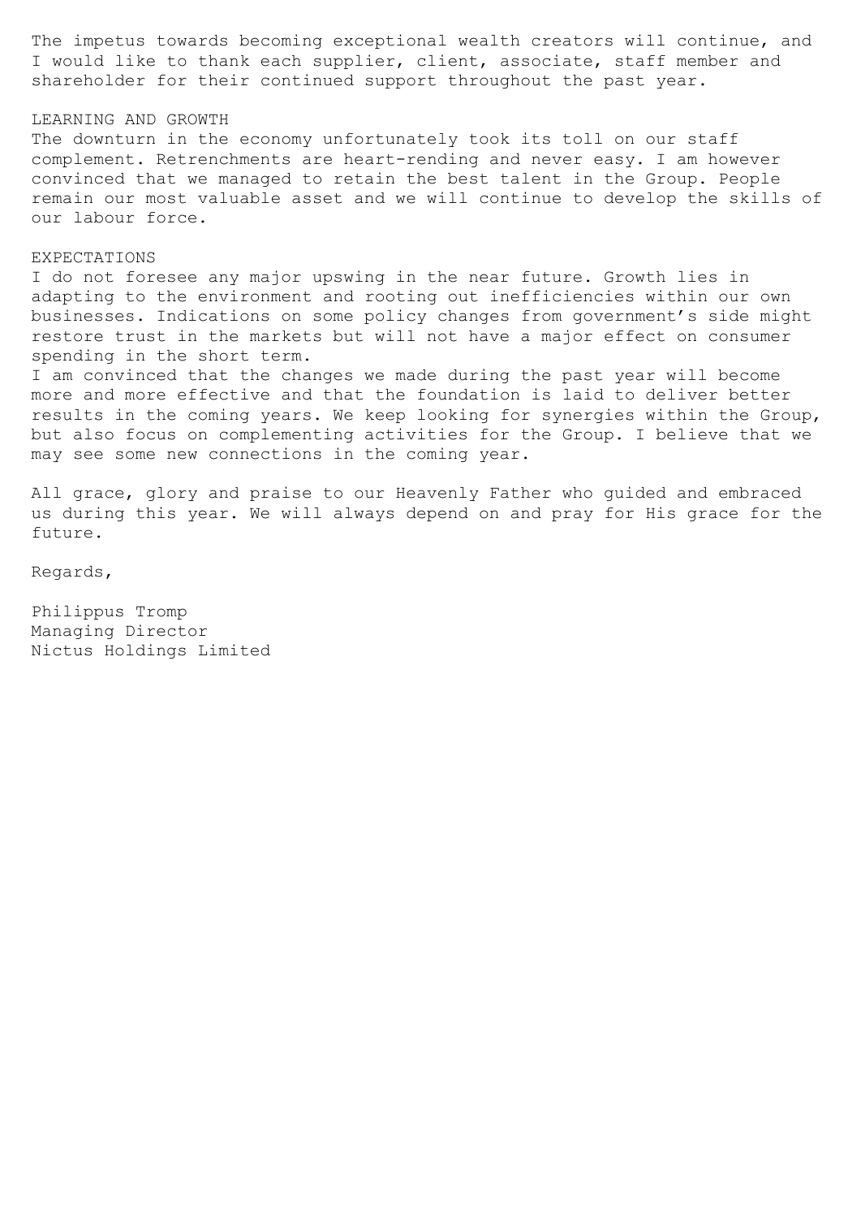The impetus towards becoming exceptional wealth creators will continue, and I would like to thank each supplier, client, associate, staff member and shareholder for their continued support throughout the past year.

## LEARNING AND GROWTH

The downturn in the economy unfortunately took its toll on our staff complement. Retrenchments are heart-rending and never easy. I am however convinced that we managed to retain the best talent in the Group. People remain our most valuable asset and we will continue to develop the skills of our labour force.

## EXPECTATIONS

I do not foresee any major upswing in the near future. Growth lies in adapting to the environment and rooting out inefficiencies within our own businesses. Indications on some policy changes from government's side might restore trust in the markets but will not have a major effect on consumer spending in the short term.

I am convinced that the changes we made during the past year will become more and more effective and that the foundation is laid to deliver better results in the coming years. We keep looking for synergies within the Group, but also focus on complementing activities for the Group. I believe that we may see some new connections in the coming year.

All grace, glory and praise to our Heavenly Father who guided and embraced us during this year. We will always depend on and pray for His grace for the future.

Regards,

Philippus Tromp
Managing Director
Nictus Holdings Limited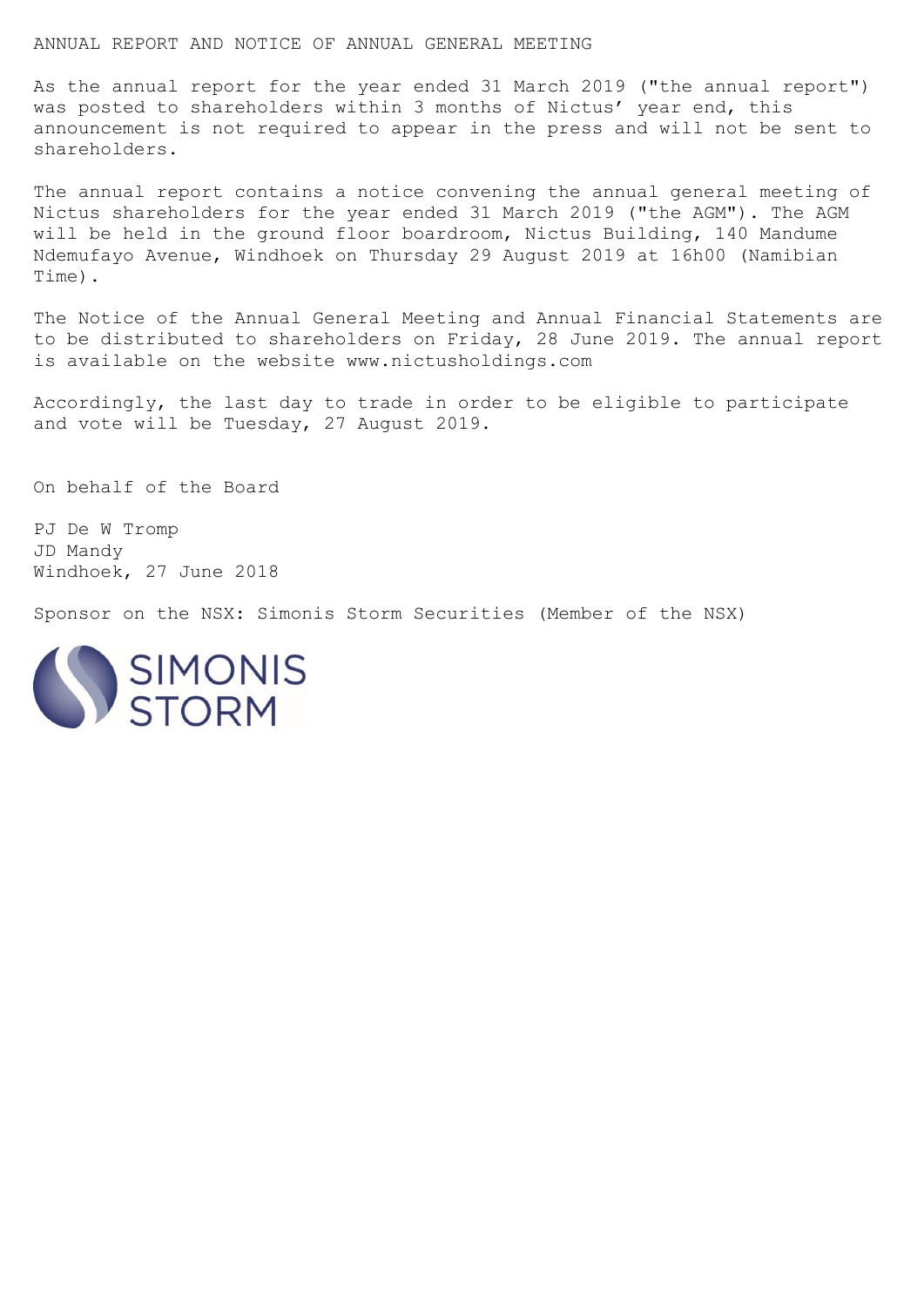ANNUAL REPORT AND NOTICE OF ANNUAL GENERAL MEETING

As the annual report for the year ended 31 March 2019 ("the annual report") was posted to shareholders within 3 months of Nictus' year end, this announcement is not required to appear in the press and will not be sent to shareholders.

The annual report contains a notice convening the annual general meeting of Nictus shareholders for the year ended 31 March 2019 ("the AGM"). The AGM will be held in the ground floor boardroom, Nictus Building, 140 Mandume Ndemufayo Avenue, Windhoek on Thursday 29 August 2019 at 16h00 (Namibian Time).

The Notice of the Annual General Meeting and Annual Financial Statements are to be distributed to shareholders on Friday, 28 June 2019. The annual report is available on the website www.nictusholdings.com

Accordingly, the last day to trade in order to be eligible to participate and vote will be Tuesday, 27 August 2019.

On behalf of the Board

PJ De W Tromp
JD Mandy
Windhoek, 27 June 2018

Sponsor on the NSX: Simonis Storm Securities (Member of the NSX)

SIMONIS
STORM